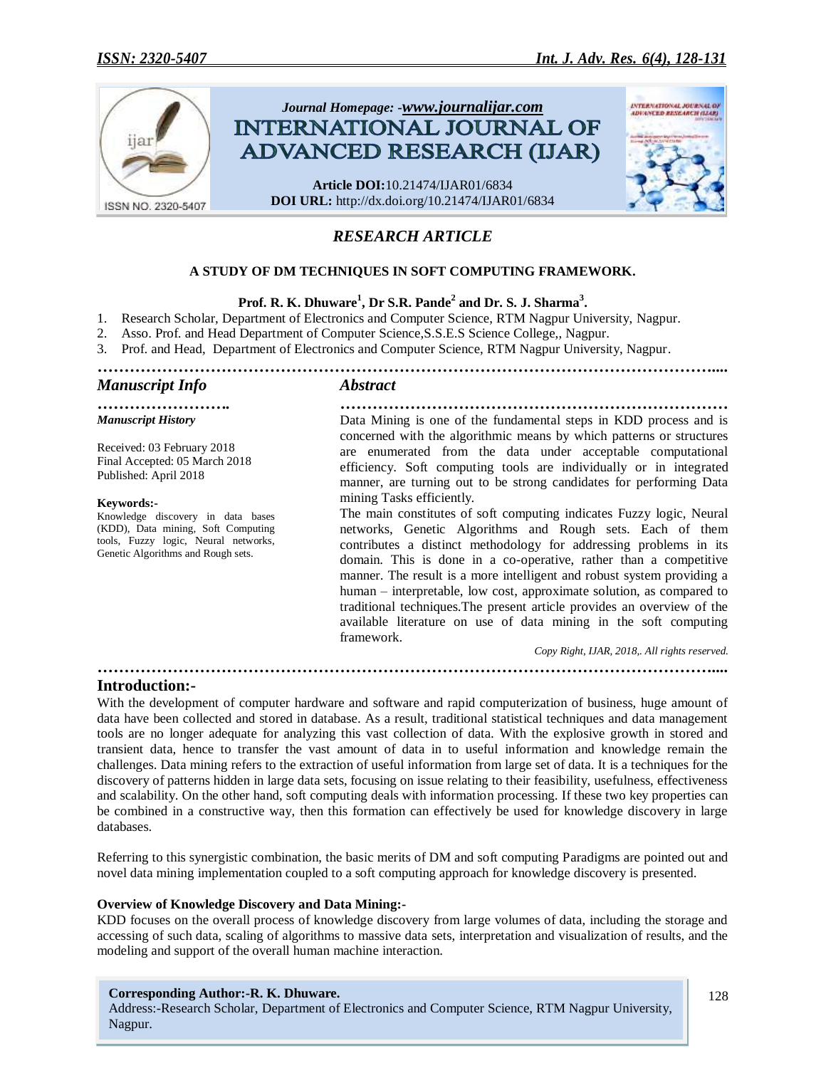*Journal Homepage: -www.journalijar.com*

# INTERNATIONAL JOURNAL OF ADVANCED RESEARCH (IJAR)

**Article DOI:**10.21474/IJAR01/6834
**DOI URL:** http://dx.doi.org/10.21474/IJAR01/6834

## *RESEARCH ARTICLE*

### A STUDY OF DM TECHNIQUES IN SOFT COMPUTING FRAMEWORK.

**Prof. R. K. Dhuware[1], Dr S.R. Pande[2] and Dr. S. J. Sharma[3].**

1. Research Scholar, Department of Electronics and Computer Science, RTM Nagpur University, Nagpur.
2. Asso. Prof. and Head Department of Computer Science,S.S.E.S Science College,, Nagpur.
3. Prof. and Head, Department of Electronics and Computer Science, RTM Nagpur University, Nagpur.

### *Manuscript Info*

***Manuscript History***

Received: 03 February 2018
Final Accepted: 05 March 2018
Published: April 2018

**Keywords:-**
Knowledge discovery in data bases (KDD), Data mining, Soft Computing tools, Fuzzy logic, Neural networks, Genetic Algorithms and Rough sets.

### *Abstract*

Data Mining is one of the fundamental steps in KDD process and is concerned with the algorithmic means by which patterns or structures are enumerated from the data under acceptable computational efficiency. Soft computing tools are individually or in integrated manner, are turning out to be strong candidates for performing Data mining Tasks efficiently.

The main constitutes of soft computing indicates Fuzzy logic, Neural networks, Genetic Algorithms and Rough sets. Each of them contributes a distinct methodology for addressing problems in its domain. This is done in a co-operative, rather than a competitive manner. The result is a more intelligent and robust system providing a human – interpretable, low cost, approximate solution, as compared to traditional techniques.The present article provides an overview of the available literature on use of data mining in the soft computing framework.

*Copy Right, IJAR, 2018,. All rights reserved.*

## Introduction:-

With the development of computer hardware and software and rapid computerization of business, huge amount of data have been collected and stored in database. As a result, traditional statistical techniques and data management tools are no longer adequate for analyzing this vast collection of data. With the explosive growth in stored and transient data, hence to transfer the vast amount of data in to useful information and knowledge remain the challenges. Data mining refers to the extraction of useful information from large set of data. It is a techniques for the discovery of patterns hidden in large data sets, focusing on issue relating to their feasibility, usefulness, effectiveness and scalability. On the other hand, soft computing deals with information processing. If these two key properties can be combined in a constructive way, then this formation can effectively be used for knowledge discovery in large databases.

Referring to this synergistic combination, the basic merits of DM and soft computing Paradigms are pointed out and novel data mining implementation coupled to a soft computing approach for knowledge discovery is presented.

### Overview of Knowledge Discovery and Data Mining:-

KDD focuses on the overall process of knowledge discovery from large volumes of data, including the storage and accessing of such data, scaling of algorithms to massive data sets, interpretation and visualization of results, and the modeling and support of the overall human machine interaction.

**Corresponding Author:-R. K. Dhuware.**
Address:-Research Scholar, Department of Electronics and Computer Science, RTM Nagpur University, Nagpur.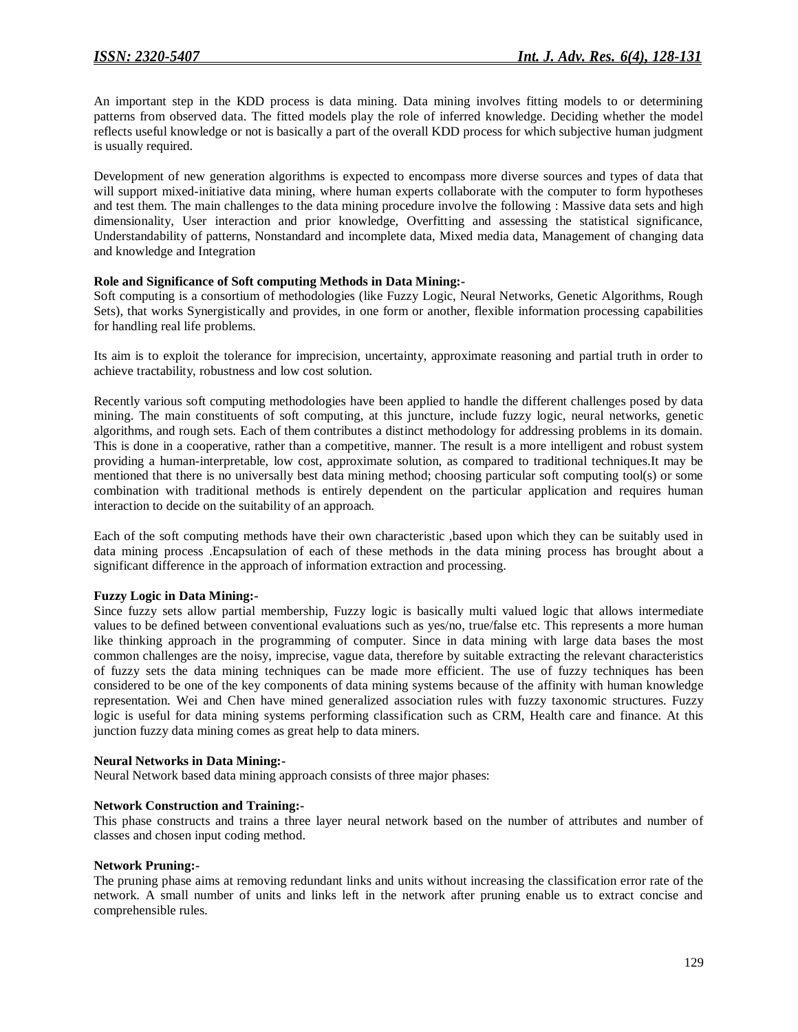An important step in the KDD process is data mining. Data mining involves fitting models to or determining patterns from observed data. The fitted models play the role of inferred knowledge. Deciding whether the model reflects useful knowledge or not is basically a part of the overall KDD process for which subjective human judgment is usually required.

Development of new generation algorithms is expected to encompass more diverse sources and types of data that will support mixed-initiative data mining, where human experts collaborate with the computer to form hypotheses and test them. The main challenges to the data mining procedure involve the following : Massive data sets and high dimensionality, User interaction and prior knowledge, Overfitting and assessing the statistical significance, Understandability of patterns, Nonstandard and incomplete data, Mixed media data, Management of changing data and knowledge and Integration

**Role and Significance of Soft computing Methods in Data Mining:-**

Soft computing is a consortium of methodologies (like Fuzzy Logic, Neural Networks, Genetic Algorithms, Rough Sets), that works Synergistically and provides, in one form or another, flexible information processing capabilities for handling real life problems.

Its aim is to exploit the tolerance for imprecision, uncertainty, approximate reasoning and partial truth in order to achieve tractability, robustness and low cost solution.

Recently various soft computing methodologies have been applied to handle the different challenges posed by data mining. The main constituents of soft computing, at this juncture, include fuzzy logic, neural networks, genetic algorithms, and rough sets. Each of them contributes a distinct methodology for addressing problems in its domain. This is done in a cooperative, rather than a competitive, manner. The result is a more intelligent and robust system providing a human-interpretable, low cost, approximate solution, as compared to traditional techniques.It may be mentioned that there is no universally best data mining method; choosing particular soft computing tool(s) or some combination with traditional methods is entirely dependent on the particular application and requires human interaction to decide on the suitability of an approach.

Each of the soft computing methods have their own characteristic ,based upon which they can be suitably used in data mining process .Encapsulation of each of these methods in the data mining process has brought about a significant difference in the approach of information extraction and processing.

**Fuzzy Logic in Data Mining:-**

Since fuzzy sets allow partial membership, Fuzzy logic is basically multi valued logic that allows intermediate values to be defined between conventional evaluations such as yes/no, true/false etc. This represents a more human like thinking approach in the programming of computer. Since in data mining with large data bases the most common challenges are the noisy, imprecise, vague data, therefore by suitable extracting the relevant characteristics of fuzzy sets the data mining techniques can be made more efficient. The use of fuzzy techniques has been considered to be one of the key components of data mining systems because of the affinity with human knowledge representation. Wei and Chen have mined generalized association rules with fuzzy taxonomic structures. Fuzzy logic is useful for data mining systems performing classification such as CRM, Health care and finance. At this junction fuzzy data mining comes as great help to data miners.

**Neural Networks in Data Mining:-**

Neural Network based data mining approach consists of three major phases:

**Network Construction and Training:-**

This phase constructs and trains a three layer neural network based on the number of attributes and number of classes and chosen input coding method.

**Network Pruning:-**

The pruning phase aims at removing redundant links and units without increasing the classification error rate of the network. A small number of units and links left in the network after pruning enable us to extract concise and comprehensible rules.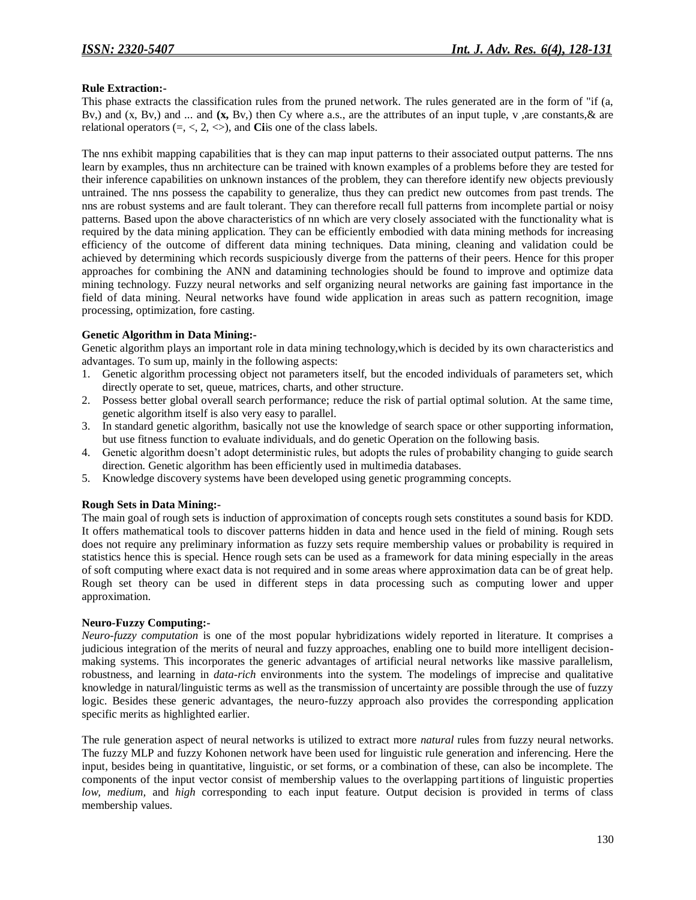**Rule Extraction:-**

This phase extracts the classification rules from the pruned network. The rules generated are in the form of "if (a, Bv,) and (x, Bv,) and ... and **(x,** Bv,) then Cy where a.s., are the attributes of an input tuple, v ,are constants,& are relational operators (=, <, 2, <>), and **Ci**is one of the class labels.

The nns exhibit mapping capabilities that is they can map input patterns to their associated output patterns. The nns learn by examples, thus nn architecture can be trained with known examples of a problems before they are tested for their inference capabilities on unknown instances of the problem, they can therefore identify new objects previously untrained. The nns possess the capability to generalize, thus they can predict new outcomes from past trends. The nns are robust systems and are fault tolerant. They can therefore recall full patterns from incomplete partial or noisy patterns. Based upon the above characteristics of nn which are very closely associated with the functionality what is required by the data mining application. They can be efficiently embodied with data mining methods for increasing efficiency of the outcome of different data mining techniques. Data mining, cleaning and validation could be achieved by determining which records suspiciously diverge from the patterns of their peers. Hence for this proper approaches for combining the ANN and datamining technologies should be found to improve and optimize data mining technology. Fuzzy neural networks and self organizing neural networks are gaining fast importance in the field of data mining. Neural networks have found wide application in areas such as pattern recognition, image processing, optimization, fore casting.

**Genetic Algorithm in Data Mining:-**

Genetic algorithm plays an important role in data mining technology,which is decided by its own characteristics and advantages. To sum up, mainly in the following aspects:

1. Genetic algorithm processing object not parameters itself, but the encoded individuals of parameters set, which directly operate to set, queue, matrices, charts, and other structure.
2. Possess better global overall search performance; reduce the risk of partial optimal solution. At the same time, genetic algorithm itself is also very easy to parallel.
3. In standard genetic algorithm, basically not use the knowledge of search space or other supporting information, but use fitness function to evaluate individuals, and do genetic Operation on the following basis.
4. Genetic algorithm doesn't adopt deterministic rules, but adopts the rules of probability changing to guide search direction. Genetic algorithm has been efficiently used in multimedia databases.
5. Knowledge discovery systems have been developed using genetic programming concepts.

**Rough Sets in Data Mining:-**

The main goal of rough sets is induction of approximation of concepts rough sets constitutes a sound basis for KDD. It offers mathematical tools to discover patterns hidden in data and hence used in the field of mining. Rough sets does not require any preliminary information as fuzzy sets require membership values or probability is required in statistics hence this is special. Hence rough sets can be used as a framework for data mining especially in the areas of soft computing where exact data is not required and in some areas where approximation data can be of great help. Rough set theory can be used in different steps in data processing such as computing lower and upper approximation.

**Neuro-Fuzzy Computing:-**

*Neuro-fuzzy computation* is one of the most popular hybridizations widely reported in literature. It comprises a judicious integration of the merits of neural and fuzzy approaches, enabling one to build more intelligent decision-making systems. This incorporates the generic advantages of artificial neural networks like massive parallelism, robustness, and learning in *data-rich* environments into the system. The modelings of imprecise and qualitative knowledge in natural/linguistic terms as well as the transmission of uncertainty are possible through the use of fuzzy logic. Besides these generic advantages, the neuro-fuzzy approach also provides the corresponding application specific merits as highlighted earlier.

The rule generation aspect of neural networks is utilized to extract more *natural* rules from fuzzy neural networks. The fuzzy MLP and fuzzy Kohonen network have been used for linguistic rule generation and inferencing. Here the input, besides being in quantitative, linguistic, or set forms, or a combination of these, can also be incomplete. The components of the input vector consist of membership values to the overlapping partitions of linguistic properties *low, medium,* and *high* corresponding to each input feature. Output decision is provided in terms of class membership values.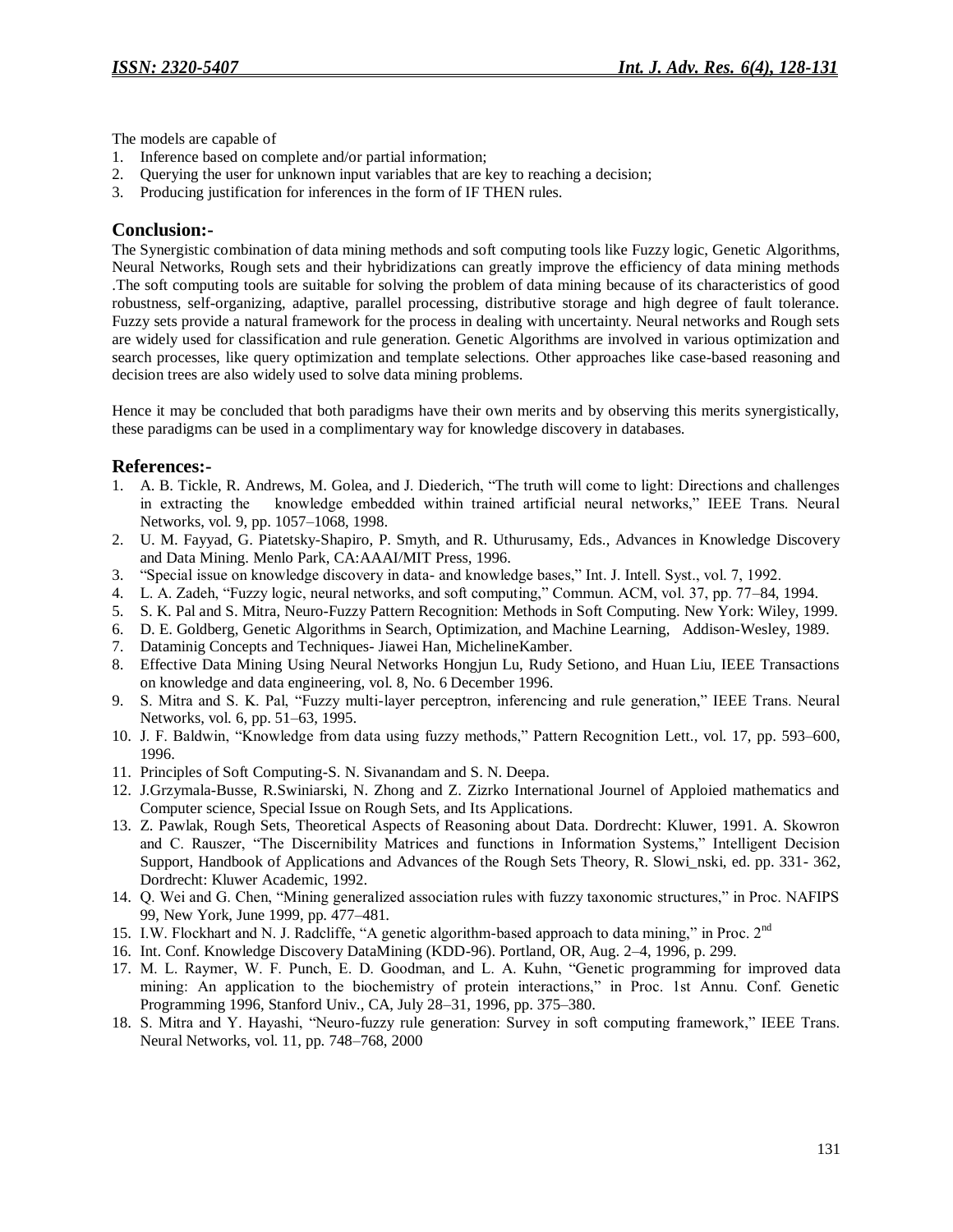The models are capable of

1. Inference based on complete and/or partial information;
2. Querying the user for unknown input variables that are key to reaching a decision;
3. Producing justification for inferences in the form of IF THEN rules.

## Conclusion:-

The Synergistic combination of data mining methods and soft computing tools like Fuzzy logic, Genetic Algorithms, Neural Networks, Rough sets and their hybridizations can greatly improve the efficiency of data mining methods .The soft computing tools are suitable for solving the problem of data mining because of its characteristics of good robustness, self-organizing, adaptive, parallel processing, distributive storage and high degree of fault tolerance. Fuzzy sets provide a natural framework for the process in dealing with uncertainty. Neural networks and Rough sets are widely used for classification and rule generation. Genetic Algorithms are involved in various optimization and search processes, like query optimization and template selections. Other approaches like case-based reasoning and decision trees are also widely used to solve data mining problems.

Hence it may be concluded that both paradigms have their own merits and by observing this merits synergistically, these paradigms can be used in a complimentary way for knowledge discovery in databases.

## References:-

1. A. B. Tickle, R. Andrews, M. Golea, and J. Diederich, "The truth will come to light: Directions and challenges in extracting the knowledge embedded within trained artificial neural networks," IEEE Trans. Neural Networks, vol. 9, pp. 1057–1068, 1998.
2. U. M. Fayyad, G. Piatetsky-Shapiro, P. Smyth, and R. Uthurusamy, Eds., Advances in Knowledge Discovery and Data Mining. Menlo Park, CA:AAAI/MIT Press, 1996.
3. "Special issue on knowledge discovery in data- and knowledge bases," Int. J. Intell. Syst., vol. 7, 1992.
4. L. A. Zadeh, "Fuzzy logic, neural networks, and soft computing," Commun. ACM, vol. 37, pp. 77–84, 1994.
5. S. K. Pal and S. Mitra, Neuro-Fuzzy Pattern Recognition: Methods in Soft Computing. New York: Wiley, 1999.
6. D. E. Goldberg, Genetic Algorithms in Search, Optimization, and Machine Learning, Addison-Wesley, 1989.
7. Dataminig Concepts and Techniques- Jiawei Han, MichelineKamber.
8. Effective Data Mining Using Neural Networks Hongjun Lu, Rudy Setiono, and Huan Liu, IEEE Transactions on knowledge and data engineering, vol. 8, No. 6 December 1996.
9. S. Mitra and S. K. Pal, "Fuzzy multi-layer perceptron, inferencing and rule generation," IEEE Trans. Neural Networks, vol. 6, pp. 51–63, 1995.
10. J. F. Baldwin, "Knowledge from data using fuzzy methods," Pattern Recognition Lett., vol. 17, pp. 593–600, 1996.
11. Principles of Soft Computing-S. N. Sivanandam and S. N. Deepa.
12. J.Grzymala-Busse, R.Swiniarski, N. Zhong and Z. Zizrko International Journel of Apploied mathematics and Computer science, Special Issue on Rough Sets, and Its Applications.
13. Z. Pawlak, Rough Sets, Theoretical Aspects of Reasoning about Data. Dordrecht: Kluwer, 1991. A. Skowron and C. Rauszer, "The Discernibility Matrices and functions in Information Systems," Intelligent Decision Support, Handbook of Applications and Advances of the Rough Sets Theory, R. Slowi_nski, ed. pp. 331- 362, Dordrecht: Kluwer Academic, 1992.
14. Q. Wei and G. Chen, "Mining generalized association rules with fuzzy taxonomic structures," in Proc. NAFIPS 99, New York, June 1999, pp. 477–481.
15. I.W. Flockhart and N. J. Radcliffe, "A genetic algorithm-based approach to data mining," in Proc. 2nd
16. Int. Conf. Knowledge Discovery DataMining (KDD-96). Portland, OR, Aug. 2–4, 1996, p. 299.
17. M. L. Raymer, W. F. Punch, E. D. Goodman, and L. A. Kuhn, "Genetic programming for improved data mining: An application to the biochemistry of protein interactions," in Proc. 1st Annu. Conf. Genetic Programming 1996, Stanford Univ., CA, July 28–31, 1996, pp. 375–380.
18. S. Mitra and Y. Hayashi, "Neuro-fuzzy rule generation: Survey in soft computing framework," IEEE Trans. Neural Networks, vol. 11, pp. 748–768, 2000